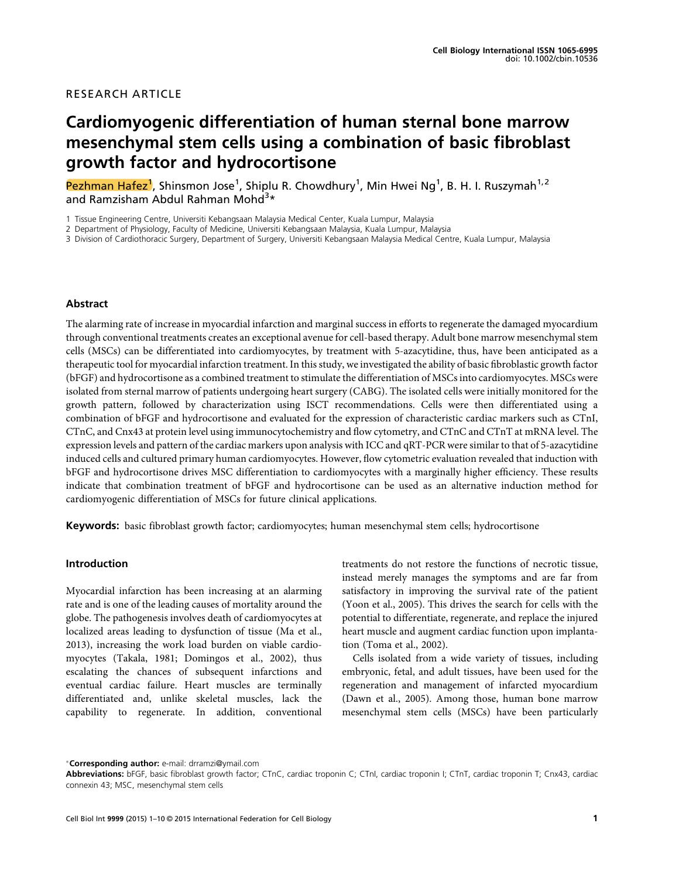RESEARCH ARTICLE

# Cardiomyogenic differentiation of human sternal bone marrow mesenchymal stem cells using a combination of basic fibroblast growth factor and hydrocortisone

Pezhman Hafez[1], Shinsmon Jose[1], Shiplu R. Chowdhury[1], Min Hwei Ng[1], B. H. I. Ruszymah[1,2] and Ramzisham Abdul Rahman Mohd[3]*

1 Tissue Engineering Centre, Universiti Kebangsaan Malaysia Medical Center, Kuala Lumpur, Malaysia
2 Department of Physiology, Faculty of Medicine, Universiti Kebangsaan Malaysia, Kuala Lumpur, Malaysia
3 Division of Cardiothoracic Surgery, Department of Surgery, Universiti Kebangsaan Malaysia Medical Centre, Kuala Lumpur, Malaysia

## Abstract

The alarming rate of increase in myocardial infarction and marginal success in efforts to regenerate the damaged myocardium through conventional treatments creates an exceptional avenue for cell-based therapy. Adult bone marrow mesenchymal stem cells (MSCs) can be differentiated into cardiomyocytes, by treatment with 5-azacytidine, thus, have been anticipated as a therapeutic tool for myocardial infarction treatment. In this study, we investigated the ability of basic fibroblastic growth factor (bFGF) and hydrocortisone as a combined treatment to stimulate the differentiation of MSCs into cardiomyocytes. MSCs were isolated from sternal marrow of patients undergoing heart surgery (CABG). The isolated cells were initially monitored for the growth pattern, followed by characterization using ISCT recommendations. Cells were then differentiated using a combination of bFGF and hydrocortisone and evaluated for the expression of characteristic cardiac markers such as CTnI, CTnC, and Cnx43 at protein level using immunocytochemistry and flow cytometry, and CTnC and CTnT at mRNA level. The expression levels and pattern of the cardiac markers upon analysis with ICC and qRT-PCR were similar to that of 5-azacytidine induced cells and cultured primary human cardiomyocytes. However, flow cytometric evaluation revealed that induction with bFGF and hydrocortisone drives MSC differentiation to cardiomyocytes with a marginally higher efficiency. These results indicate that combination treatment of bFGF and hydrocortisone can be used as an alternative induction method for cardiomyogenic differentiation of MSCs for future clinical applications.

**Keywords:** basic fibroblast growth factor; cardiomyocytes; human mesenchymal stem cells; hydrocortisone

## Introduction

Myocardial infarction has been increasing at an alarming rate and is one of the leading causes of mortality around the globe. The pathogenesis involves death of cardiomyocytes at localized areas leading to dysfunction of tissue (Ma et al., 2013), increasing the work load burden on viable cardiomyocytes (Takala, 1981; Domingos et al., 2002), thus escalating the chances of subsequent infarctions and eventual cardiac failure. Heart muscles are terminally differentiated and, unlike skeletal muscles, lack the capability to regenerate. In addition, conventional treatments do not restore the functions of necrotic tissue, instead merely manages the symptoms and are far from satisfactory in improving the survival rate of the patient (Yoon et al., 2005). This drives the search for cells with the potential to differentiate, regenerate, and replace the injured heart muscle and augment cardiac function upon implantation (Toma et al., 2002).

Cells isolated from a wide variety of tissues, including embryonic, fetal, and adult tissues, have been used for the regeneration and management of infarcted myocardium (Dawn et al., 2005). Among those, human bone marrow mesenchymal stem cells (MSCs) have been particularly

*Corresponding author: e-mail: drramzi@ymail.com

**Abbreviations:** bFGF, basic fibroblast growth factor; CTnC, cardiac troponin C; CTnI, cardiac troponin I; CTnT, cardiac troponin T; Cnx43, cardiac connexin 43; MSC, mesenchymal stem cells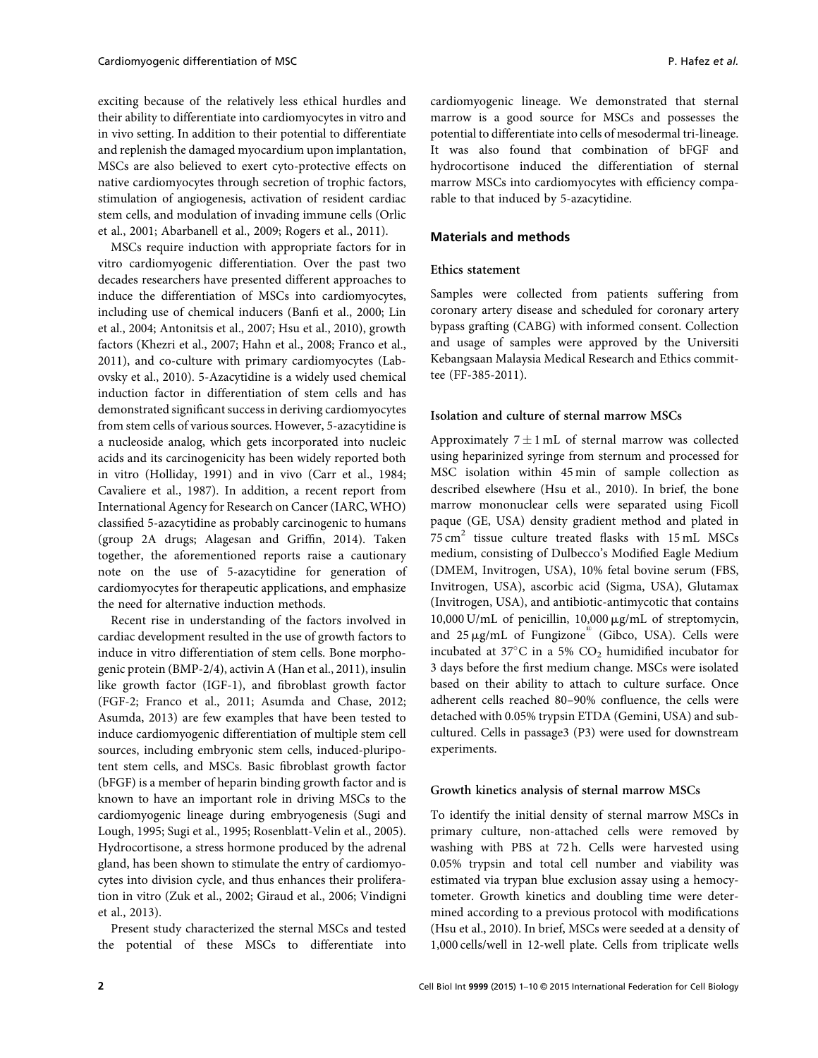exciting because of the relatively less ethical hurdles and their ability to differentiate into cardiomyocytes in vitro and in vivo setting. In addition to their potential to differentiate and replenish the damaged myocardium upon implantation, MSCs are also believed to exert cyto-protective effects on native cardiomyocytes through secretion of trophic factors, stimulation of angiogenesis, activation of resident cardiac stem cells, and modulation of invading immune cells (Orlic et al., 2001; Abarbanell et al., 2009; Rogers et al., 2011).

MSCs require induction with appropriate factors for in vitro cardiomyogenic differentiation. Over the past two decades researchers have presented different approaches to induce the differentiation of MSCs into cardiomyocytes, including use of chemical inducers (Banfi et al., 2000; Lin et al., 2004; Antonitsis et al., 2007; Hsu et al., 2010), growth factors (Khezri et al., 2007; Hahn et al., 2008; Franco et al., 2011), and co-culture with primary cardiomyocytes (Labovsky et al., 2010). 5-Azacytidine is a widely used chemical induction factor in differentiation of stem cells and has demonstrated significant success in deriving cardiomyocytes from stem cells of various sources. However, 5-azacytidine is a nucleoside analog, which gets incorporated into nucleic acids and its carcinogenicity has been widely reported both in vitro (Holliday, 1991) and in vivo (Carr et al., 1984; Cavaliere et al., 1987). In addition, a recent report from International Agency for Research on Cancer (IARC, WHO) classified 5-azacytidine as probably carcinogenic to humans (group 2A drugs; Alagesan and Griffin, 2014). Taken together, the aforementioned reports raise a cautionary note on the use of 5-azacytidine for generation of cardiomyocytes for therapeutic applications, and emphasize the need for alternative induction methods.

Recent rise in understanding of the factors involved in cardiac development resulted in the use of growth factors to induce in vitro differentiation of stem cells. Bone morphogenic protein (BMP-2/4), activin A (Han et al., 2011), insulin like growth factor (IGF-1), and fibroblast growth factor (FGF-2; Franco et al., 2011; Asumda and Chase, 2012; Asumda, 2013) are few examples that have been tested to induce cardiomyogenic differentiation of multiple stem cell sources, including embryonic stem cells, induced-pluripotent stem cells, and MSCs. Basic fibroblast growth factor (bFGF) is a member of heparin binding growth factor and is known to have an important role in driving MSCs to the cardiomyogenic lineage during embryogenesis (Sugi and Lough, 1995; Sugi et al., 1995; Rosenblatt-Velin et al., 2005). Hydrocortisone, a stress hormone produced by the adrenal gland, has been shown to stimulate the entry of cardiomyocytes into division cycle, and thus enhances their proliferation in vitro (Zuk et al., 2002; Giraud et al., 2006; Vindigni et al., 2013).

Present study characterized the sternal MSCs and tested the potential of these MSCs to differentiate into cardiomyogenic lineage. We demonstrated that sternal marrow is a good source for MSCs and possesses the potential to differentiate into cells of mesodermal tri-lineage. It was also found that combination of bFGF and hydrocortisone induced the differentiation of sternal marrow MSCs into cardiomyocytes with efficiency comparable to that induced by 5-azacytidine.

## Materials and methods

### Ethics statement

Samples were collected from patients suffering from coronary artery disease and scheduled for coronary artery bypass grafting (CABG) with informed consent. Collection and usage of samples were approved by the Universiti Kebangsaan Malaysia Medical Research and Ethics committee (FF-385-2011).

### Isolation and culture of sternal marrow MSCs

Approximately $7 \pm 1$ mL of sternal marrow was collected using heparinized syringe from sternum and processed for MSC isolation within 45 min of sample collection as described elsewhere (Hsu et al., 2010). In brief, the bone marrow mononuclear cells were separated using Ficoll paque (GE, USA) density gradient method and plated in 75 $cm^2$ tissue culture treated flasks with 15 mL MSCs medium, consisting of Dulbecco's Modified Eagle Medium (DMEM, Invitrogen, USA), 10% fetal bovine serum (FBS, Invitrogen, USA), ascorbic acid (Sigma, USA), Glutamax (Invitrogen, USA), and antibiotic-antimycotic that contains 10,000 U/mL of penicillin, 10,000 μg/mL of streptomycin, and 25 μg/mL of Fungizone® (Gibco, USA). Cells were incubated at 37°C in a 5% $CO_2$ humidified incubator for 3 days before the first medium change. MSCs were isolated based on their ability to attach to culture surface. Once adherent cells reached 80–90% confluence, the cells were detached with 0.05% trypsin ETDA (Gemini, USA) and subcultured. Cells in passage3 (P3) were used for downstream experiments.

### Growth kinetics analysis of sternal marrow MSCs

To identify the initial density of sternal marrow MSCs in primary culture, non-attached cells were removed by washing with PBS at 72 h. Cells were harvested using 0.05% trypsin and total cell number and viability was estimated via trypan blue exclusion assay using a hemocytometer. Growth kinetics and doubling time were determined according to a previous protocol with modifications (Hsu et al., 2010). In brief, MSCs were seeded at a density of 1,000 cells/well in 12-well plate. Cells from triplicate wells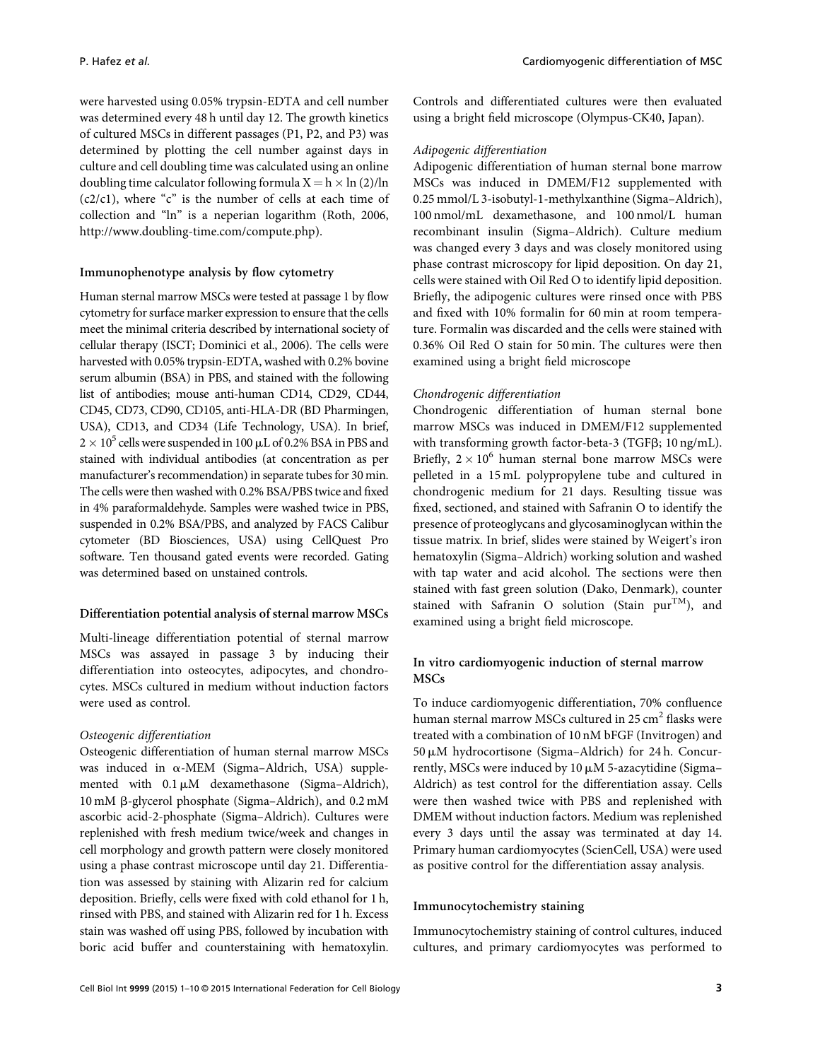were harvested using 0.05% trypsin-EDTA and cell number was determined every 48 h until day 12. The growth kinetics of cultured MSCs in different passages (P1, P2, and P3) was determined by plotting the cell number against days in culture and cell doubling time was calculated using an online doubling time calculator following formula $X = h \times \ln(2)/\ln(c2/c1)$, where "c" is the number of cells at each time of collection and "ln" is a neperian logarithm (Roth, 2006, http://www.doubling-time.com/compute.php).

## Immunophenotype analysis by flow cytometry

Human sternal marrow MSCs were tested at passage 1 by flow cytometry for surface marker expression to ensure that the cells meet the minimal criteria described by international society of cellular therapy (ISCT; Dominici et al., 2006). The cells were harvested with 0.05% trypsin-EDTA, washed with 0.2% bovine serum albumin (BSA) in PBS, and stained with the following list of antibodies; mouse anti-human CD14, CD29, CD44, CD45, CD73, CD90, CD105, anti-HLA-DR (BD Pharmingen, USA), CD13, and CD34 (Life Technology, USA). In brief, $2 \times 10^5$ cells were suspended in 100 μL of 0.2% BSA in PBS and stained with individual antibodies (at concentration as per manufacturer's recommendation) in separate tubes for 30 min. The cells were then washed with 0.2% BSA/PBS twice and fixed in 4% paraformaldehyde. Samples were washed twice in PBS, suspended in 0.2% BSA/PBS, and analyzed by FACS Calibur cytometer (BD Biosciences, USA) using CellQuest Pro software. Ten thousand gated events were recorded. Gating was determined based on unstained controls.

## Differentiation potential analysis of sternal marrow MSCs

Multi-lineage differentiation potential of sternal marrow MSCs was assayed in passage 3 by inducing their differentiation into osteocytes, adipocytes, and chondrocytes. MSCs cultured in medium without induction factors were used as control.

### *Osteogenic differentiation*

Osteogenic differentiation of human sternal bone marrow MSCs was induced in α-MEM (Sigma–Aldrich, USA) supplemented with 0.1 μM dexamethasone (Sigma–Aldrich), 10 mM β-glycerol phosphate (Sigma–Aldrich), and 0.2 mM ascorbic acid-2-phosphate (Sigma–Aldrich). Cultures were replenished with fresh medium twice/week and changes in cell morphology and growth pattern were closely monitored using a phase contrast microscope until day 21. Differentiation was assessed by staining with Alizarin red for calcium deposition. Briefly, cells were fixed with cold ethanol for 1 h, rinsed with PBS, and stained with Alizarin red for 1 h. Excess stain was washed off using PBS, followed by incubation with boric acid buffer and counterstaining with hematoxylin. Controls and differentiated cultures were then evaluated using a bright field microscope (Olympus-CK40, Japan).

### *Adipogenic differentiation*

Adipogenic differentiation of human sternal bone marrow MSCs was induced in DMEM/F12 supplemented with 0.25 mmol/L 3-isobutyl-1-methylxanthine (Sigma–Aldrich), 100 nmol/mL dexamethasone, and 100 nmol/L human recombinant insulin (Sigma–Aldrich). Culture medium was changed every 3 days and was closely monitored using phase contrast microscopy for lipid deposition. On day 21, cells were stained with Oil Red O to identify lipid deposition. Briefly, the adipogenic cultures were rinsed once with PBS and fixed with 10% formalin for 60 min at room temperature. Formalin was discarded and the cells were stained with 0.36% Oil Red O stain for 50 min. The cultures were then examined using a bright field microscope

### *Chondrogenic differentiation*

Chondrogenic differentiation of human sternal bone marrow MSCs was induced in DMEM/F12 supplemented with transforming growth factor-beta-3 (TGFβ; 10 ng/mL). Briefly, $2 \times 10^6$ human sternal bone marrow MSCs were pelleted in a 15 mL polypropylene tube and cultured in chondrogenic medium for 21 days. Resulting tissue was fixed, sectioned, and stained with Safranin O to identify the presence of proteoglycans and glycosaminoglycan within the tissue matrix. In brief, slides were stained by Weigert's iron hematoxylin (Sigma–Aldrich) working solution and washed with tap water and acid alcohol. The sections were then stained with fast green solution (Dako, Denmark), counter stained with Safranin O solution (Stain pur™), and examined using a bright field microscope.

## In vitro cardiomyogenic induction of sternal marrow MSCs

To induce cardiomyogenic differentiation, 70% confluence human sternal marrow MSCs cultured in 25 $cm^2$ flasks were treated with a combination of 10 nM bFGF (Invitrogen) and 50 μM hydrocortisone (Sigma–Aldrich) for 24 h. Concurrently, MSCs were induced by 10 μM 5-azacytidine (Sigma–Aldrich) as test control for the differentiation assay. Cells were then washed twice with PBS and replenished with DMEM without induction factors. Medium was replenished every 3 days until the assay was terminated at day 14. Primary human cardiomyocytes (ScienCell, USA) were used as positive control for the differentiation assay analysis.

## Immunocytochemistry staining

Immunocytochemistry staining of control cultures, induced cultures, and primary cardiomyocytes was performed to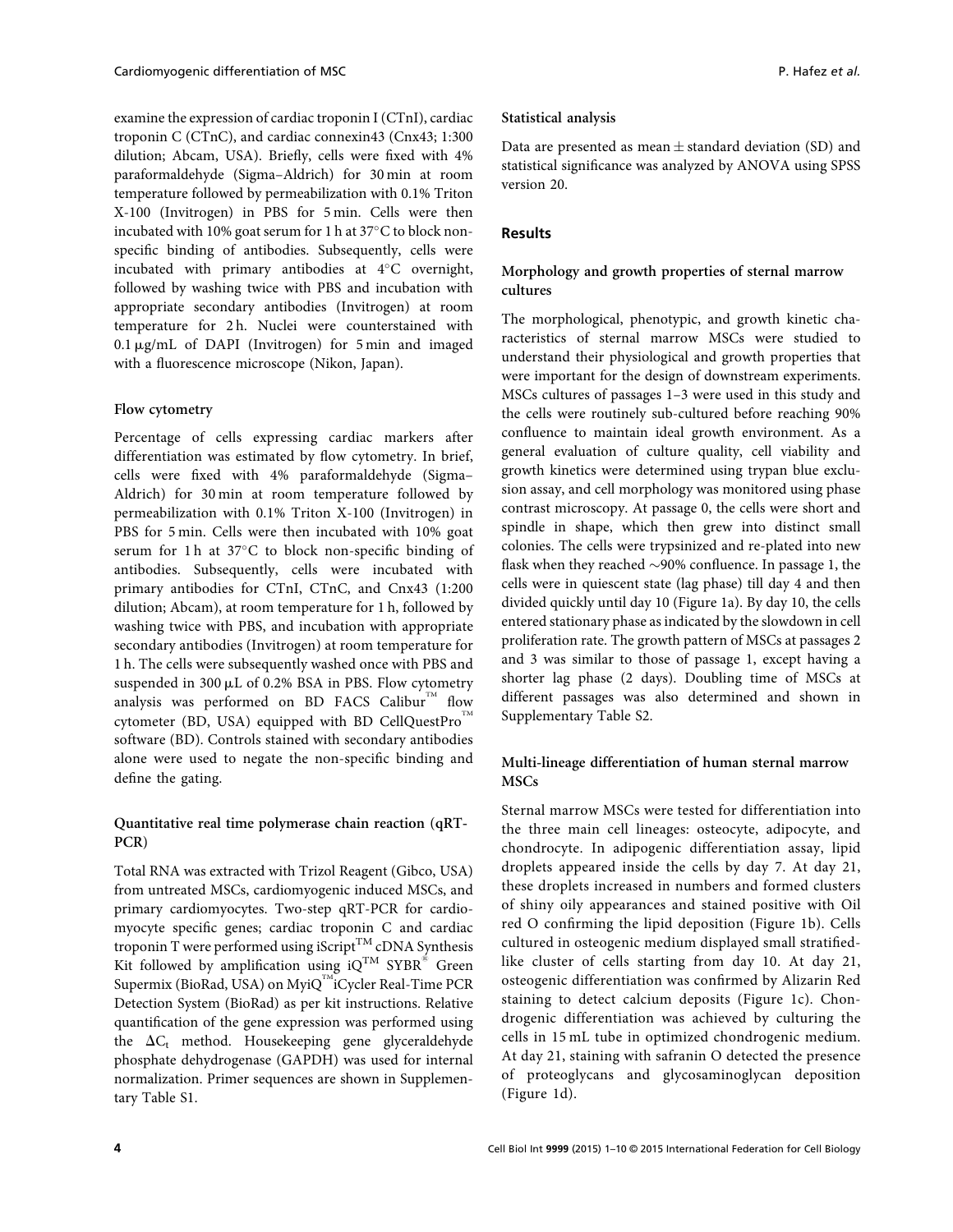examine the expression of cardiac troponin I (CTnI), cardiac troponin C (CTnC), and cardiac connexin43 (Cnx43; 1:300 dilution; Abcam, USA). Briefly, cells were fixed with 4% paraformaldehyde (Sigma–Aldrich) for 30 min at room temperature followed by permeabilization with 0.1% Triton X-100 (Invitrogen) in PBS for 5 min. Cells were then incubated with 10% goat serum for 1 h at 37°C to block non-specific binding of antibodies. Subsequently, cells were incubated with primary antibodies at 4°C overnight, followed by washing twice with PBS and incubation with appropriate secondary antibodies (Invitrogen) at room temperature for 2 h. Nuclei were counterstained with 0.1 μg/mL of DAPI (Invitrogen) for 5 min and imaged with a fluorescence microscope (Nikon, Japan).

### Flow cytometry

Percentage of cells expressing cardiac markers after differentiation was estimated by flow cytometry. In brief, cells were fixed with 4% paraformaldehyde (Sigma–Aldrich) for 30 min at room temperature followed by permeabilization with 0.1% Triton X-100 (Invitrogen) in PBS for 5 min. Cells were then incubated with 10% goat serum for 1 h at 37°C to block non-specific binding of antibodies. Subsequently, cells were incubated with primary antibodies for CTnI, CTnC, and Cnx43 (1:200 dilution; Abcam), at room temperature for 1 h, followed by washing twice with PBS, and incubation with appropriate secondary antibodies (Invitrogen) at room temperature for 1 h. The cells were subsequently washed once with PBS and suspended in 300 μL of 0.2% BSA in PBS. Flow cytometry analysis was performed on BD FACS Calibur™ flow cytometer (BD, USA) equipped with BD CellQuestPro™ software (BD). Controls stained with secondary antibodies alone were used to negate the non-specific binding and define the gating.

### Quantitative real time polymerase chain reaction (qRT-PCR)

Total RNA was extracted with Trizol Reagent (Gibco, USA) from untreated MSCs, cardiomyogenic induced MSCs, and primary cardiomyocytes. Two-step qRT-PCR for cardiomyocyte specific genes; cardiac troponin C and cardiac troponin T were performed using iScript™ cDNA Synthesis Kit followed by amplification using iQ™ SYBR® Green Supermix (BioRad, USA) on MyiQ™iCycler Real-Time PCR Detection System (BioRad) as per kit instructions. Relative quantification of the gene expression was performed using the $\Delta C_t$ method. Housekeeping gene glyceraldehyde phosphate dehydrogenase (GAPDH) was used for internal normalization. Primer sequences are shown in Supplementary Table S1.

### Statistical analysis

Data are presented as mean ± standard deviation (SD) and statistical significance was analyzed by ANOVA using SPSS version 20.

## Results

### Morphology and growth properties of sternal marrow cultures

The morphological, phenotypic, and growth kinetic characteristics of sternal marrow MSCs were studied to understand their physiological and growth properties that were important for the design of downstream experiments. MSCs cultures of passages 1–3 were used in this study and the cells were routinely sub-cultured before reaching 90% confluence to maintain ideal growth environment. As a general evaluation of culture quality, cell viability and growth kinetics were determined using trypan blue exclusion assay, and cell morphology was monitored using phase contrast microscopy. At passage 0, the cells were short and spindle in shape, which then grew into distinct small colonies. The cells were trypsinized and re-plated into new flask when they reached ~90% confluence. In passage 1, the cells were in quiescent state (lag phase) till day 4 and then divided quickly until day 10 (Figure 1a). By day 10, the cells entered stationary phase as indicated by the slowdown in cell proliferation rate. The growth pattern of MSCs at passages 2 and 3 was similar to those of passage 1, except having a shorter lag phase (2 days). Doubling time of MSCs at different passages was also determined and shown in Supplementary Table S2.

### Multi-lineage differentiation of human sternal marrow MSCs

Sternal marrow MSCs were tested for differentiation into the three main cell lineages: osteocyte, adipocyte, and chondrocyte. In adipogenic differentiation assay, lipid droplets appeared inside the cells by day 7. At day 21, these droplets increased in numbers and formed clusters of shiny oily appearances and stained positive with Oil red O confirming the lipid deposition (Figure 1b). Cells cultured in osteogenic medium displayed small stratified-like cluster of cells starting from day 10. At day 21, osteogenic differentiation was confirmed by Alizarin Red staining to detect calcium deposits (Figure 1c). Chondrogenic differentiation was achieved by culturing the cells in 15 mL tube in optimized chondrogenic medium. At day 21, staining with safranin O detected the presence of proteoglycans and glycosaminoglycan deposition (Figure 1d).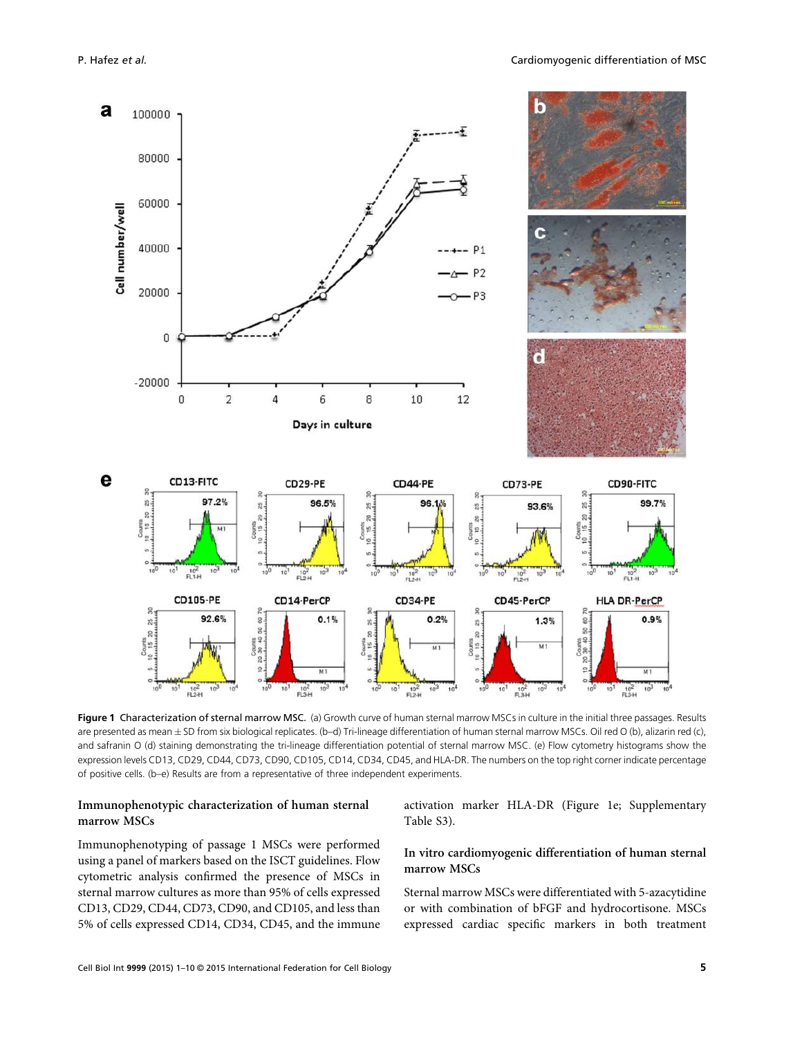**Figure 1** Characterization of sternal marrow MSC. (a) Growth curve of human sternal marrow MSCs in culture in the initial three passages. Results are presented as mean ± SD from six biological replicates. (b–d) Tri-lineage differentiation of human sternal marrow MSCs. Oil red O (b), alizarin red (c), and safranin O (d) staining demonstrating the tri-lineage differentiation potential of sternal marrow MSC. (e) Flow cytometry histograms show the expression levels CD13, CD29, CD44, CD73, CD90, CD105, CD14, CD34, CD45, and HLA-DR. The numbers on the top right corner indicate percentage of positive cells. (b–e) Results are from a representative of three independent experiments.

### Immunophenotypic characterization of human sternal marrow MSCs

Immunophenotyping of passage 1 MSCs were performed using a panel of markers based on the ISCT guidelines. Flow cytometric analysis confirmed the presence of MSCs in sternal marrow cultures as more than 95% of cells expressed CD13, CD29, CD44, CD73, CD90, and CD105, and less than 5% of cells expressed CD14, CD34, CD45, and the immune activation marker HLA-DR (Figure 1e; Supplementary Table S3).

### In vitro cardiomyogenic differentiation of human sternal marrow MSCs

Sternal marrow MSCs were differentiated with 5-azacytidine or with combination of bFGF and hydrocortisone. MSCs expressed cardiac specific markers in both treatment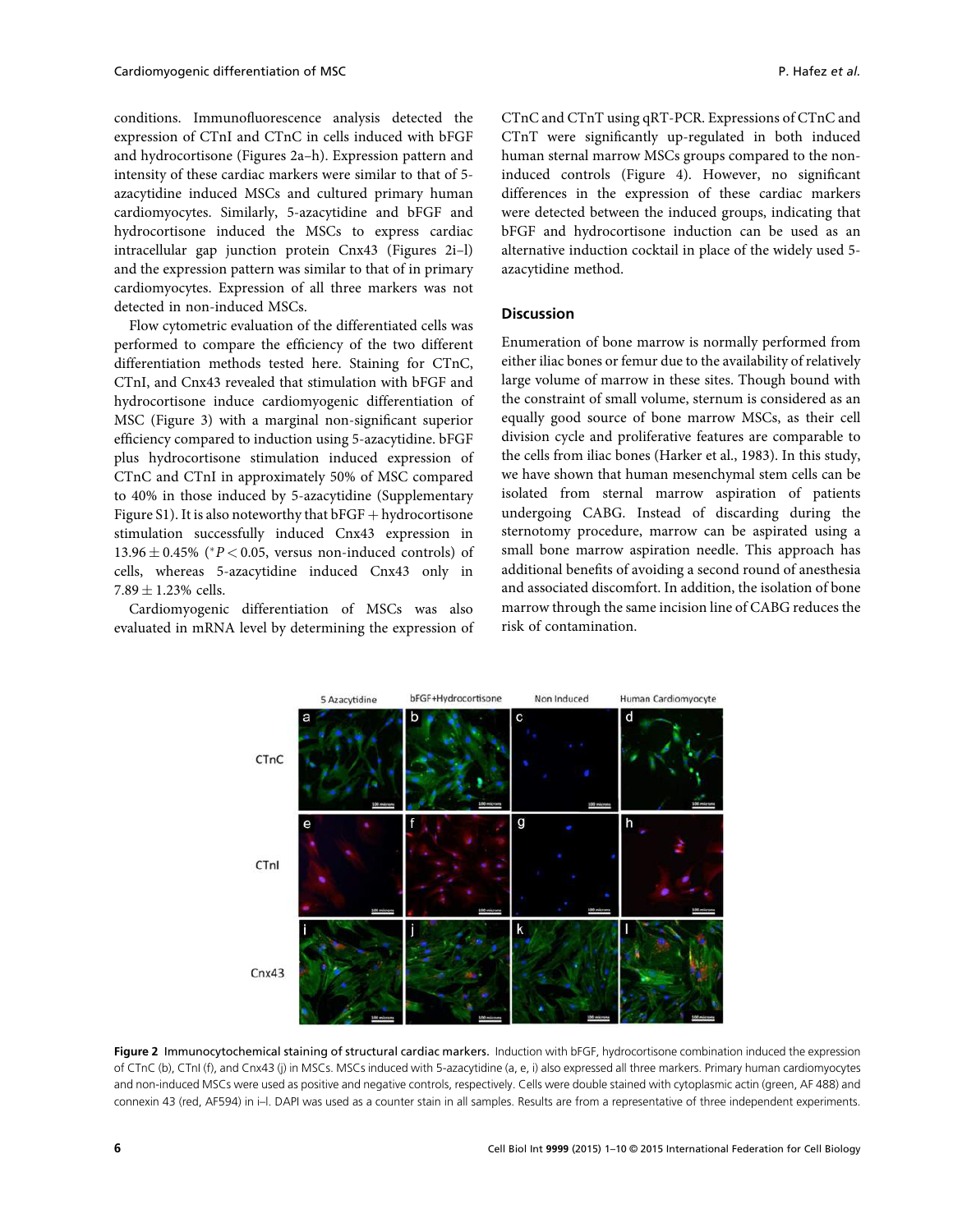conditions. Immunofluorescence analysis detected the expression of CTnI and CTnC in cells induced with bFGF and hydrocortisone (Figures 2a–h). Expression pattern and intensity of these cardiac markers were similar to that of 5-azacytidine induced MSCs and cultured primary human cardiomyocytes. Similarly, 5-azacytidine and bFGF and hydrocortisone induced the MSCs to express cardiac intracellular gap junction protein Cnx43 (Figures 2i–l) and the expression pattern was similar to that of in primary cardiomyocytes. Expression of all three markers was not detected in non-induced MSCs.

Flow cytometric evaluation of the differentiated cells was performed to compare the efficiency of the two different differentiation methods tested here. Staining for CTnC, CTnI, and Cnx43 revealed that stimulation with bFGF and hydrocortisone induce cardiomyogenic differentiation of MSC (Figure 3) with a marginal non-significant superior efficiency compared to induction using 5-azacytidine. bFGF plus hydrocortisone stimulation induced expression of CTnC and CTnI in approximately 50% of MSC compared to 40% in those induced by 5-azacytidine (Supplementary Figure S1). It is also noteworthy that bFGF + hydrocortisone stimulation successfully induced Cnx43 expression in $13.96 \pm 0.45\%$ ($^{*}P < 0.05$, versus non-induced controls) of cells, whereas 5-azacytidine induced Cnx43 only in $7.89 \pm 1.23\%$ cells.

Cardiomyogenic differentiation of MSCs was also evaluated in mRNA level by determining the expression of CTnC and CTnT using qRT-PCR. Expressions of CTnC and CTnT were significantly up-regulated in both induced human sternal marrow MSCs groups compared to the non-induced controls (Figure 4). However, no significant differences in the expression of these cardiac markers were detected between the induced groups, indicating that bFGF and hydrocortisone induction can be used as an alternative induction cocktail in place of the widely used 5-azacytidine method.

## Discussion

Enumeration of bone marrow is normally performed from either iliac bones or femur due to the availability of relatively large volume of marrow in these sites. Though bound with the constraint of small volume, sternum is considered as an equally good source of bone marrow MSCs, as their cell division cycle and proliferative features are comparable to the cells from iliac bones (Harker et al., 1983). In this study, we have shown that human mesenchymal stem cells can be isolated from sternal marrow aspiration of patients undergoing CABG. Instead of discarding during the sternotomy procedure, marrow can be aspirated using a small bone marrow aspiration needle. This approach has additional benefits of avoiding a second round of anesthesia and associated discomfort. In addition, the isolation of bone marrow through the same incision line of CABG reduces the risk of contamination.

**Figure 2** **Immunocytochemical staining of structural cardiac markers.** Induction with bFGF, hydrocortisone combination induced the expression of CTnC (b), CTnI (f), and Cnx43 (j) in MSCs. MSCs induced with 5-azacytidine (a, e, i) also expressed all three markers. Primary human cardiomyocytes and non-induced MSCs were used as positive and negative controls, respectively. Cells were double stained with cytoplasmic actin (green, AF 488) and connexin 43 (red, AF594) in i–l. DAPI was used as a counter stain in all samples. Results are from a representative of three independent experiments.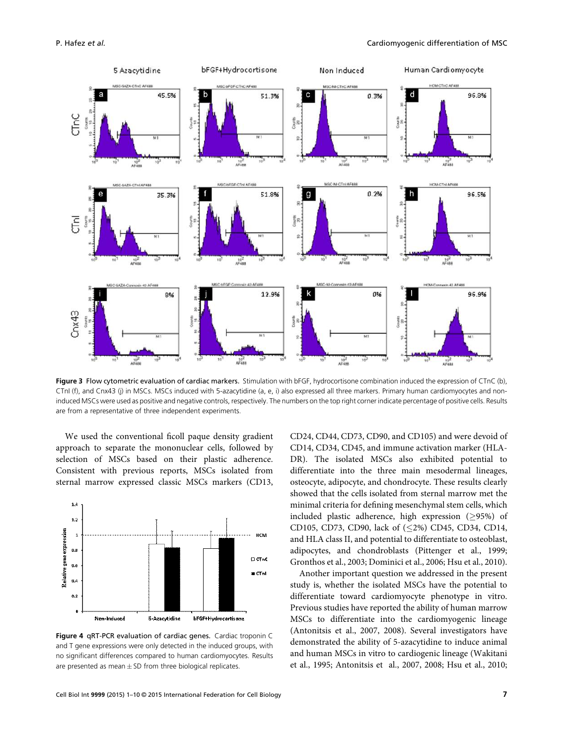**Figure 3 Flow cytometric evaluation of cardiac markers.** Stimulation with bFGF, hydrocortisone combination induced the expression of CTnC (b), CTnI (f), and Cnx43 (j) in MSCs. MSCs induced with 5-azacytidine (a, e, i) also expressed all three markers. Primary human cardiomyocytes and non-induced MSCs were used as positive and negative controls, respectively. The numbers on the top right corner indicate percentage of positive cells. Results are from a representative of three independent experiments.

**Figure 4 qRT-PCR evaluation of cardiac genes.** Cardiac troponin C and T gene expressions were only detected in the induced groups, with no significant differences compared to human cardiomyocytes. Results are presented as mean ± SD from three biological replicates.

We used the conventional ficoll paque density gradient approach to separate the mononuclear cells, followed by selection of MSCs based on their plastic adherence. Consistent with previous reports, MSCs isolated from sternal marrow expressed classic MSCs markers (CD13, CD24, CD44, CD73, CD90, and CD105) and were devoid of CD14, CD34, CD45, and immune activation marker (HLA-DR). The isolated MSCs also exhibited potential to differentiate into the three main mesodermal lineages, osteocyte, adipocyte, and chondrocyte. These results clearly showed that the cells isolated from sternal marrow met the minimal criteria for defining mesenchymal stem cells, which included plastic adherence, high expression (≥95%) of CD105, CD73, CD90, lack of (≤2%) CD45, CD34, CD14, and HLA class II, and potential to differentiate to osteoblast, adipocytes, and chondroblasts (Pittenger et al., 1999; Gronthos et al., 2003; Dominici et al., 2006; Hsu et al., 2010).

Another important question we addressed in the present study is, whether the isolated MSCs have the potential to differentiate toward cardiomyocyte phenotype in vitro. Previous studies have reported the ability of human marrow MSCs to differentiate into the cardiomyogenic lineage (Antonitsis et al., 2007, 2008). Several investigators have demonstrated the ability of 5-azacytidine to induce animal and human MSCs in vitro to cardiogenic lineage (Wakitani et al., 1995; Antonitsis et al., 2007, 2008; Hsu et al., 2010;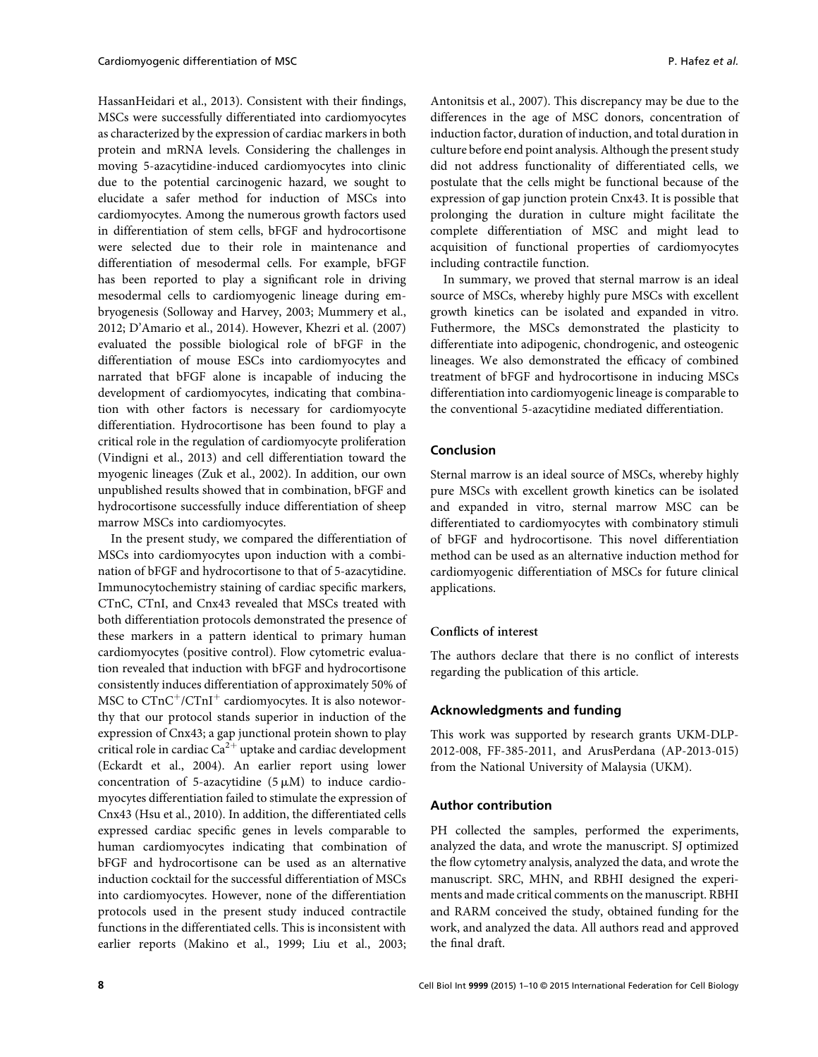HassanHeidari et al., 2013). Consistent with their findings, MSCs were successfully differentiated into cardiomyocytes as characterized by the expression of cardiac markers in both protein and mRNA levels. Considering the challenges in moving 5-azacytidine-induced cardiomyocytes into clinic due to the potential carcinogenic hazard, we sought to elucidate a safer method for induction of MSCs into cardiomyocytes. Among the numerous growth factors used in differentiation of stem cells, bFGF and hydrocortisone were selected due to their role in maintenance and differentiation of mesodermal cells. For example, bFGF has been reported to play a significant role in driving mesodermal cells to cardiomyogenic lineage during embryogenesis (Solloway and Harvey, 2003; Mummery et al., 2012; D'Amario et al., 2014). However, Khezri et al. (2007) evaluated the possible biological role of bFGF in the differentiation of mouse ESCs into cardiomyocytes and narrated that bFGF alone is incapable of inducing the development of cardiomyocytes, indicating that combination with other factors is necessary for cardiomyocyte differentiation. Hydrocortisone has been found to play a critical role in the regulation of cardiomyocyte proliferation (Vindigni et al., 2013) and cell differentiation toward the myogenic lineages (Zuk et al., 2002). In addition, our own unpublished results showed that in combination, bFGF and hydrocortisone successfully induce differentiation of sheep marrow MSCs into cardiomyocytes.

In the present study, we compared the differentiation of MSCs into cardiomyocytes upon induction with a combination of bFGF and hydrocortisone to that of 5-azacytidine. Immunocytochemistry staining of cardiac specific markers, CTnC, CTnI, and Cnx43 revealed that MSCs treated with both differentiation protocols demonstrated the presence of these markers in a pattern identical to primary human cardiomyocytes (positive control). Flow cytometric evaluation revealed that induction with bFGF and hydrocortisone consistently induces differentiation of approximately 50% of MSC to $CTnC^{+}/CTnI^{+}$ cardiomyocytes. It is also noteworthy that our protocol stands superior in induction of the expression of Cnx43; a gap junctional protein shown to play critical role in cardiac $Ca^{2+}$ uptake and cardiac development (Eckardt et al., 2004). An earlier report using lower concentration of 5-azacytidine (5 $\mu$M) to induce cardiomyocytes differentiation failed to stimulate the expression of Cnx43 (Hsu et al., 2010). In addition, the differentiated cells expressed cardiac specific genes in levels comparable to human cardiomyocytes indicating that combination of bFGF and hydrocortisone can be used as an alternative induction cocktail for the successful differentiation of MSCs into cardiomyocytes. However, none of the differentiation protocols used in the present study induced contractile functions in the differentiated cells. This is inconsistent with earlier reports (Makino et al., 1999; Liu et al., 2003; Antonitsis et al., 2007). This discrepancy may be due to the differences in the age of MSC donors, concentration of induction factor, duration of induction, and total duration in culture before end point analysis. Although the present study did not address functionality of differentiated cells, we postulate that the cells might be functional because of the expression of gap junction protein Cnx43. It is possible that prolonging the duration in culture might facilitate the complete differentiation of MSC and might lead to acquisition of functional properties of cardiomyocytes including contractile function.

In summary, we proved that sternal marrow is an ideal source of MSCs, whereby highly pure MSCs with excellent growth kinetics can be isolated and expanded in vitro. Futhermore, the MSCs demonstrated the plasticity to differentiate into adipogenic, chondrogenic, and osteogenic lineages. We also demonstrated the efficacy of combined treatment of bFGF and hydrocortisone in inducing MSCs differentiation into cardiomyogenic lineage is comparable to the conventional 5-azacytidine mediated differentiation.

## Conclusion

Sternal marrow is an ideal source of MSCs, whereby highly pure MSCs with excellent growth kinetics can be isolated and expanded in vitro, sternal marrow MSC can be differentiated to cardiomyocytes with combinatory stimuli of bFGF and hydrocortisone. This novel differentiation method can be used as an alternative induction method for cardiomyogenic differentiation of MSCs for future clinical applications.

### Conflicts of interest

The authors declare that there is no conflict of interests regarding the publication of this article.

## Acknowledgments and funding

This work was supported by research grants UKM-DLP-2012-008, FF-385-2011, and ArusPerdana (AP-2013-015) from the National University of Malaysia (UKM).

## Author contribution

PH collected the samples, performed the experiments, analyzed the data, and wrote the manuscript. SJ optimized the flow cytometry analysis, analyzed the data, and wrote the manuscript. SRC, MHN, and RBHI designed the experiments and made critical comments on the manuscript. RBHI and RARM conceived the study, obtained funding for the work, and analyzed the data. All authors read and approved the final draft.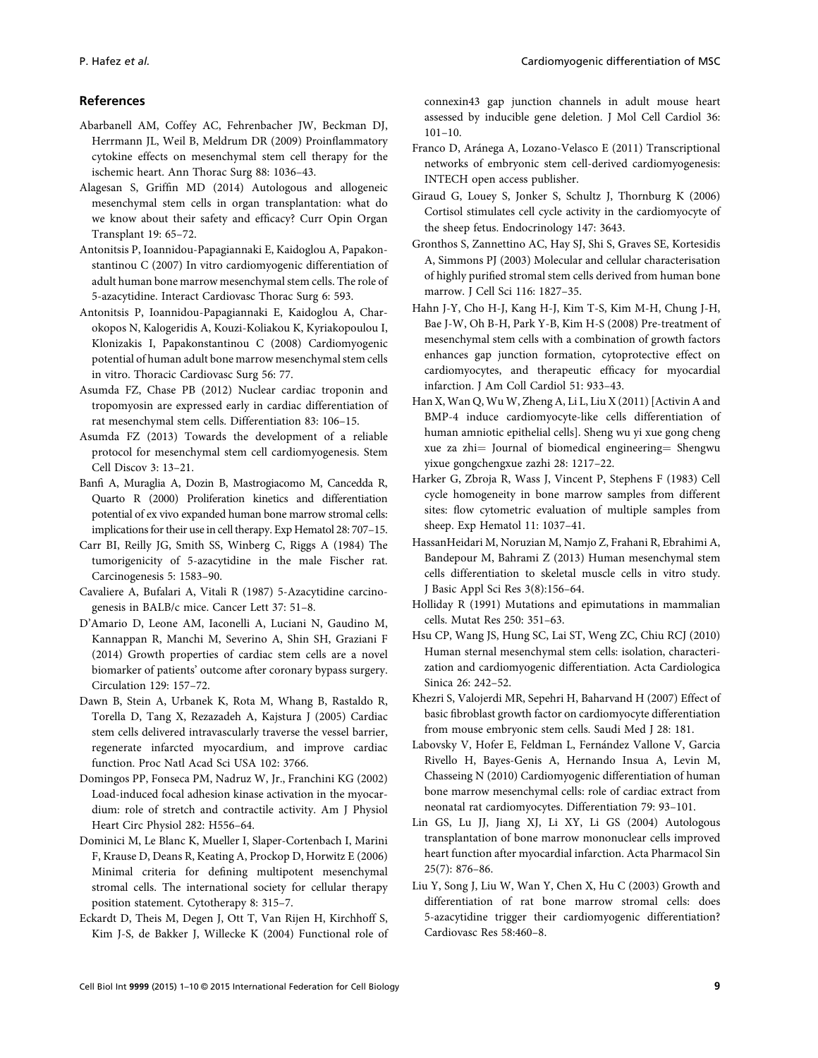## References

Abarbanell AM, Coffey AC, Fehrenbacher JW, Beckman DJ, Herrmann JL, Weil B, Meldrum DR (2009) Proinflammatory cytokine effects on mesenchymal stem cell therapy for the ischemic heart. Ann Thorac Surg 88: 1036–43.

Alagesan S, Griffin MD (2014) Autologous and allogeneic mesenchymal stem cells in organ transplantation: what do we know about their safety and efficacy? Curr Opin Organ Transplant 19: 65–72.

Antonitsis P, Ioannidou-Papagiannaki E, Kaidoglou A, Papakonstantinou C (2007) In vitro cardiomyogenic differentiation of adult human bone marrow mesenchymal stem cells. The role of 5-azacytidine. Interact Cardiovasc Thorac Surg 6: 593.

Antonitsis P, Ioannidou-Papagiannaki E, Kaidoglou A, Charokopos N, Kalogeridis A, Kouzi-Koliakou K, Kyriakopoulou I, Klonizakis I, Papakonstantinou C (2008) Cardiomyogenic potential of human adult bone marrow mesenchymal stem cells in vitro. Thoracic Cardiovasc Surg 56: 77.

Asumda FZ, Chase PB (2012) Nuclear cardiac troponin and tropomyosin are expressed early in cardiac differentiation of rat mesenchymal stem cells. Differentiation 83: 106–15.

Asumda FZ (2013) Towards the development of a reliable protocol for mesenchymal stem cell cardiomyogenesis. Stem Cell Discov 3: 13–21.

Banfi A, Muraglia A, Dozin B, Mastrogiacomo M, Cancedda R, Quarto R (2000) Proliferation kinetics and differentiation potential of ex vivo expanded human bone marrow stromal cells: implications for their use in cell therapy. Exp Hematol 28: 707–15.

Carr BI, Reilly JG, Smith SS, Winberg C, Riggs A (1984) The tumorigenicity of 5-azacytidine in the male Fischer rat. Carcinogenesis 5: 1583–90.

Cavaliere A, Bufalari A, Vitali R (1987) 5-Azacytidine carcinogenesis in BALB/c mice. Cancer Lett 37: 51–8.

D'Amario D, Leone AM, Iaconelli A, Luciani N, Gaudino M, Kannappan R, Manchi M, Severino A, Shin SH, Graziani F (2014) Growth properties of cardiac stem cells are a novel biomarker of patients' outcome after coronary bypass surgery. Circulation 129: 157–72.

Dawn B, Stein A, Urbanek K, Rota M, Whang B, Rastaldo R, Torella D, Tang X, Rezazadeh A, Kajstura J (2005) Cardiac stem cells delivered intravascularly traverse the vessel barrier, regenerate infarcted myocardium, and improve cardiac function. Proc Natl Acad Sci USA 102: 3766.

Domingos PP, Fonseca PM, Nadruz W, Jr., Franchini KG (2002) Load-induced focal adhesion kinase activation in the myocardium: role of stretch and contractile activity. Am J Physiol Heart Circ Physiol 282: H556–64.

Dominici M, Le Blanc K, Mueller I, Slaper-Cortenbach I, Marini F, Krause D, Deans R, Keating A, Prockop D, Horwitz E (2006) Minimal criteria for defining multipotent mesenchymal stromal cells. The international society for cellular therapy position statement. Cytotherapy 8: 315–7.

Eckardt D, Theis M, Degen J, Ott T, Van Rijen H, Kirchhoff S, Kim J-S, de Bakker J, Willecke K (2004) Functional role of connexin43 gap junction channels in adult mouse heart assessed by inducible gene deletion. J Mol Cell Cardiol 36: 101–10.

Franco D, Aránega A, Lozano-Velasco E (2011) Transcriptional networks of embryonic stem cell-derived cardiomyogenesis: INTECH open access publisher.

Giraud G, Louey S, Jonker S, Schultz J, Thornburg K (2006) Cortisol stimulates cell cycle activity in the cardiomyocyte of the sheep fetus. Endocrinology 147: 3643.

Gronthos S, Zannettino AC, Hay SJ, Shi S, Graves SE, Kortesidis A, Simmons PJ (2003) Molecular and cellular characterisation of highly purified stromal stem cells derived from human bone marrow. J Cell Sci 116: 1827–35.

Hahn J-Y, Cho H-J, Kang H-J, Kim T-S, Kim M-H, Chung J-H, Bae J-W, Oh B-H, Park Y-B, Kim H-S (2008) Pre-treatment of mesenchymal stem cells with a combination of growth factors enhances gap junction formation, cytoprotective effect on cardiomyocytes, and therapeutic efficacy for myocardial infarction. J Am Coll Cardiol 51: 933–43.

Han X, Wan Q, Wu W, Zheng A, Li L, Liu X (2011) [Activin A and BMP-4 induce cardiomyocyte-like cells differentiation of human amniotic epithelial cells]. Sheng wu yi xue gong cheng xue za zhi= Journal of biomedical engineering= Shengwu yixue gongchengxue zazhi 28: 1217–22.

Harker G, Zbroja R, Wass J, Vincent P, Stephens F (1983) Cell cycle homogeneity in bone marrow samples from different sites: flow cytometric evaluation of multiple samples from sheep. Exp Hematol 11: 1037–41.

HassanHeidari M, Noruzian M, Namjo Z, Frahani R, Ebrahimi A, Bandepour M, Bahrami Z (2013) Human mesenchymal stem cells differentiation to skeletal muscle cells in vitro study. J Basic Appl Sci Res 3(8):156–64.

Holliday R (1991) Mutations and epimutations in mammalian cells. Mutat Res 250: 351–63.

Hsu CP, Wang JS, Hung SC, Lai ST, Weng ZC, Chiu RCJ (2010) Human sternal mesenchymal stem cells: isolation, characterization and cardiomyogenic differentiation. Acta Cardiologica Sinica 26: 242–52.

Khezri S, Valojerdi MR, Sepehri H, Baharvand H (2007) Effect of basic fibroblast growth factor on cardiomyocyte differentiation from mouse embryonic stem cells. Saudi Med J 28: 181.

Labovsky V, Hofer E, Feldman L, Fernández Vallone V, Garcia Rivello H, Bayes-Genis A, Hernando Insua A, Levin M, Chasseing N (2010) Cardiomyogenic differentiation of human bone marrow mesenchymal cells: role of cardiac extract from neonatal rat cardiomyocytes. Differentiation 79: 93–101.

Lin GS, Lu JJ, Jiang XJ, Li XY, Li GS (2004) Autologous transplantation of bone marrow mononuclear cells improved heart function after myocardial infarction. Acta Pharmacol Sin 25(7): 876–86.

Liu Y, Song J, Liu W, Wan Y, Chen X, Hu C (2003) Growth and differentiation of rat bone marrow stromal cells: does 5-azacytidine trigger their cardiomyogenic differentiation? Cardiovasc Res 58:460–8.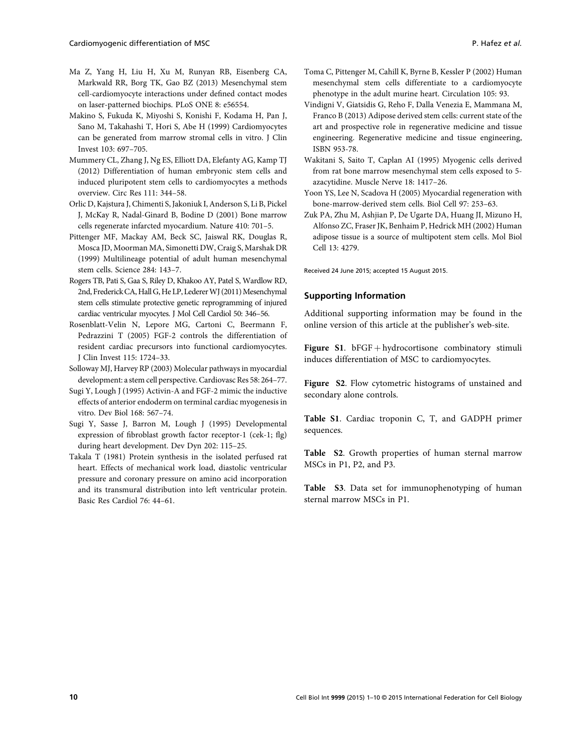Ma Z, Yang H, Liu H, Xu M, Runyan RB, Eisenberg CA, Markwald RR, Borg TK, Gao BZ (2013) Mesenchymal stem cell-cardiomyocyte interactions under defined contact modes on laser-patterned biochips. PLoS ONE 8: e56554.

Makino S, Fukuda K, Miyoshi S, Konishi F, Kodama H, Pan J, Sano M, Takahashi T, Hori S, Abe H (1999) Cardiomyocytes can be generated from marrow stromal cells in vitro. J Clin Invest 103: 697–705.

Mummery CL, Zhang J, Ng ES, Elliott DA, Elefanty AG, Kamp TJ (2012) Differentiation of human embryonic stem cells and induced pluripotent stem cells to cardiomyocytes a methods overview. Circ Res 111: 344–58.

Orlic D, Kajstura J, Chimenti S, Jakoniuk I, Anderson S, Li B, Pickel J, McKay R, Nadal-Ginard B, Bodine D (2001) Bone marrow cells regenerate infarcted myocardium. Nature 410: 701–5.

Pittenger MF, Mackay AM, Beck SC, Jaiswal RK, Douglas R, Mosca JD, Moorman MA, Simonetti DW, Craig S, Marshak DR (1999) Multilineage potential of adult human mesenchymal stem cells. Science 284: 143–7.

Rogers TB, Pati S, Gaa S, Riley D, Khakoo AY, Patel S, Wardlow RD, 2nd, Frederick CA, Hall G, He LP, Lederer WJ (2011) Mesenchymal stem cells stimulate protective genetic reprogramming of injured cardiac ventricular myocytes. J Mol Cell Cardiol 50: 346–56.

Rosenblatt-Velin N, Lepore MG, Cartoni C, Beermann F, Pedrazzini T (2005) FGF-2 controls the differentiation of resident cardiac precursors into functional cardiomyocytes. J Clin Invest 115: 1724–33.

Solloway MJ, Harvey RP (2003) Molecular pathways in myocardial development: a stem cell perspective. Cardiovasc Res 58: 264–77.

Sugi Y, Lough J (1995) Activin-A and FGF-2 mimic the inductive effects of anterior endoderm on terminal cardiac myogenesis in vitro. Dev Biol 168: 567–74.

Sugi Y, Sasse J, Barron M, Lough J (1995) Developmental expression of fibroblast growth factor receptor-1 (cek-1; flg) during heart development. Dev Dyn 202: 115–25.

Takala T (1981) Protein synthesis in the isolated perfused rat heart. Effects of mechanical work load, diastolic ventricular pressure and coronary pressure on amino acid incorporation and its transmural distribution into left ventricular protein. Basic Res Cardiol 76: 44–61.

Toma C, Pittenger M, Cahill K, Byrne B, Kessler P (2002) Human mesenchymal stem cells differentiate to a cardiomyocyte phenotype in the adult murine heart. Circulation 105: 93.

Vindigni V, Giatsidis G, Reho F, Dalla Venezia E, Mammana M, Franco B (2013) Adipose derived stem cells: current state of the art and prospective role in regenerative medicine and tissue engineering. Regenerative medicine and tissue engineering, ISBN 953-78.

Wakitani S, Saito T, Caplan AI (1995) Myogenic cells derived from rat bone marrow mesenchymal stem cells exposed to 5-azacytidine. Muscle Nerve 18: 1417–26.

Yoon YS, Lee N, Scadova H (2005) Myocardial regeneration with bone-marrow-derived stem cells. Biol Cell 97: 253–63.

Zuk PA, Zhu M, Ashjian P, De Ugarte DA, Huang JI, Mizuno H, Alfonso ZC, Fraser JK, Benhaim P, Hedrick MH (2002) Human adipose tissue is a source of multipotent stem cells. Mol Biol Cell 13: 4279.

Received 24 June 2015; accepted 15 August 2015.

## Supporting Information

Additional supporting information may be found in the online version of this article at the publisher's web-site.

**Figure S1**. bFGF + hydrocortisone combinatory stimuli induces differentiation of MSC to cardiomyocytes.

**Figure S2**. Flow cytometric histograms of unstained and secondary alone controls.

**Table S1**. Cardiac troponin C, T, and GADPH primer sequences.

**Table S2**. Growth properties of human sternal marrow MSCs in P1, P2, and P3.

**Table S3**. Data set for immunophenotyping of human sternal marrow MSCs in P1.